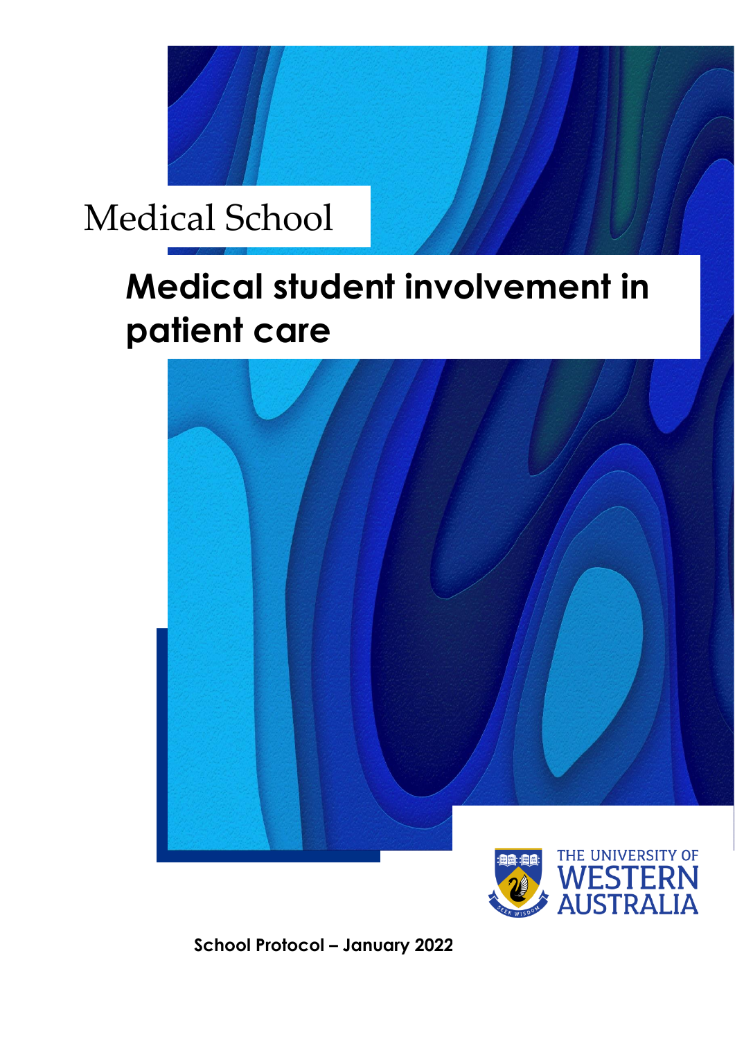Medical School

# Medical student involvement in patient care

THE UNIVERSITY OF WESTERN AUSTRALIA

**School Protocol – January 2022**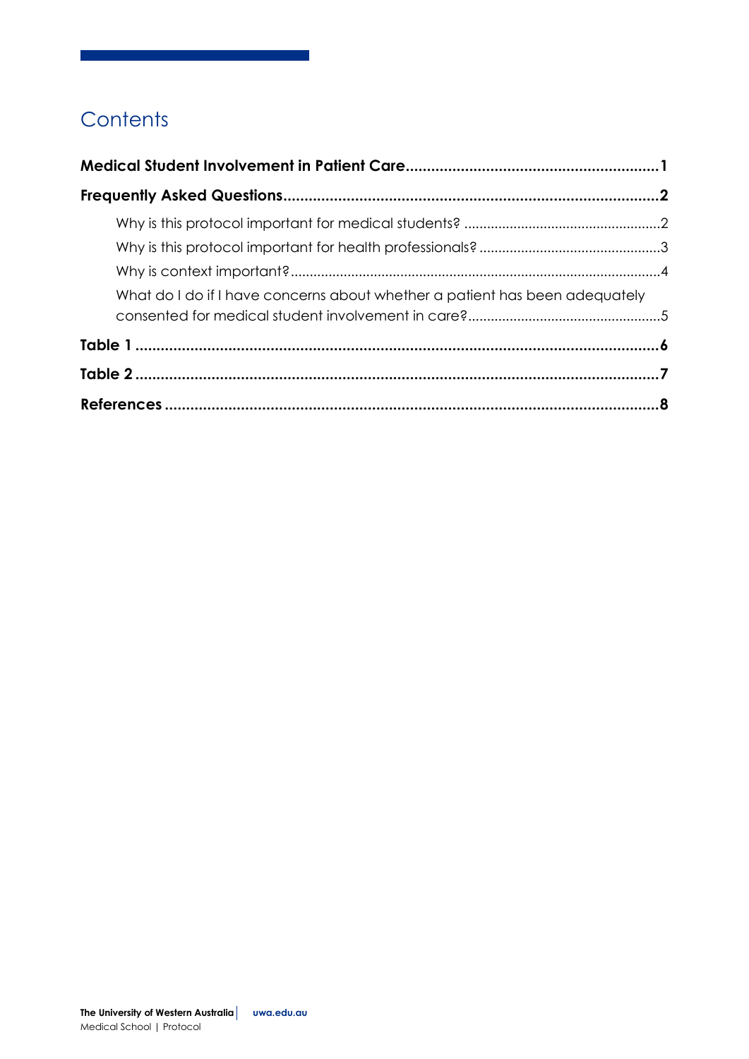# Contents

**Medical Student Involvement in Patient Care** .......... **1**

**Frequently Asked Questions** .......... **2**

- Why is this protocol important for medical students? .......... 2
- Why is this protocol important for health professionals? .......... 3
- Why is context important? .......... 4
- What do I do if I have concerns about whether a patient has been adequately consented for medical student involvement in care? .......... 5

**Table 1** .......... **6**

**Table 2** .......... **7**

**References** .......... **8**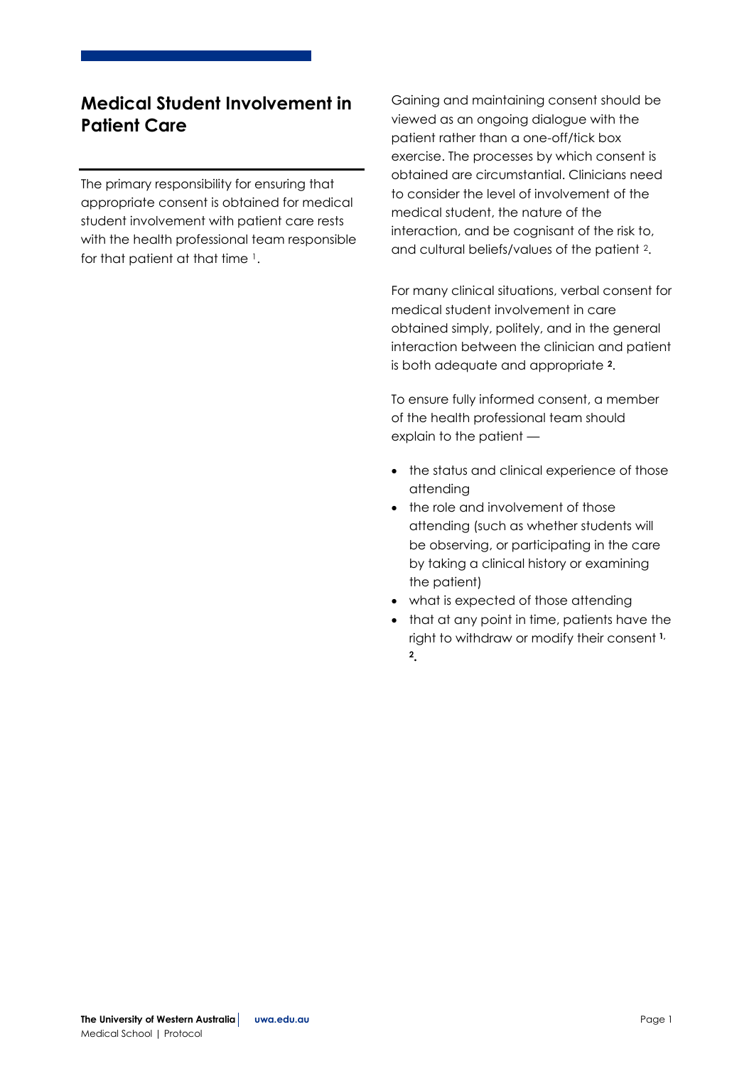# Medical Student Involvement in Patient Care

The primary responsibility for ensuring that appropriate consent is obtained for medical student involvement with patient care rests with the health professional team responsible for that patient at that time [1].

Gaining and maintaining consent should be viewed as an ongoing dialogue with the patient rather than a one-off/tick box exercise. The processes by which consent is obtained are circumstantial. Clinicians need to consider the level of involvement of the medical student, the nature of the interaction, and be cognisant of the risk to, and cultural beliefs/values of the patient [2].

For many clinical situations, verbal consent for medical student involvement in care obtained simply, politely, and in the general interaction between the clinician and patient is both adequate and appropriate [2].

To ensure fully informed consent, a member of the health professional team should explain to the patient —

- the status and clinical experience of those attending
- the role and involvement of those attending (such as whether students will be observing, or participating in the care by taking a clinical history or examining the patient)
- what is expected of those attending
- that at any point in time, patients have the right to withdraw or modify their consent [1, 2].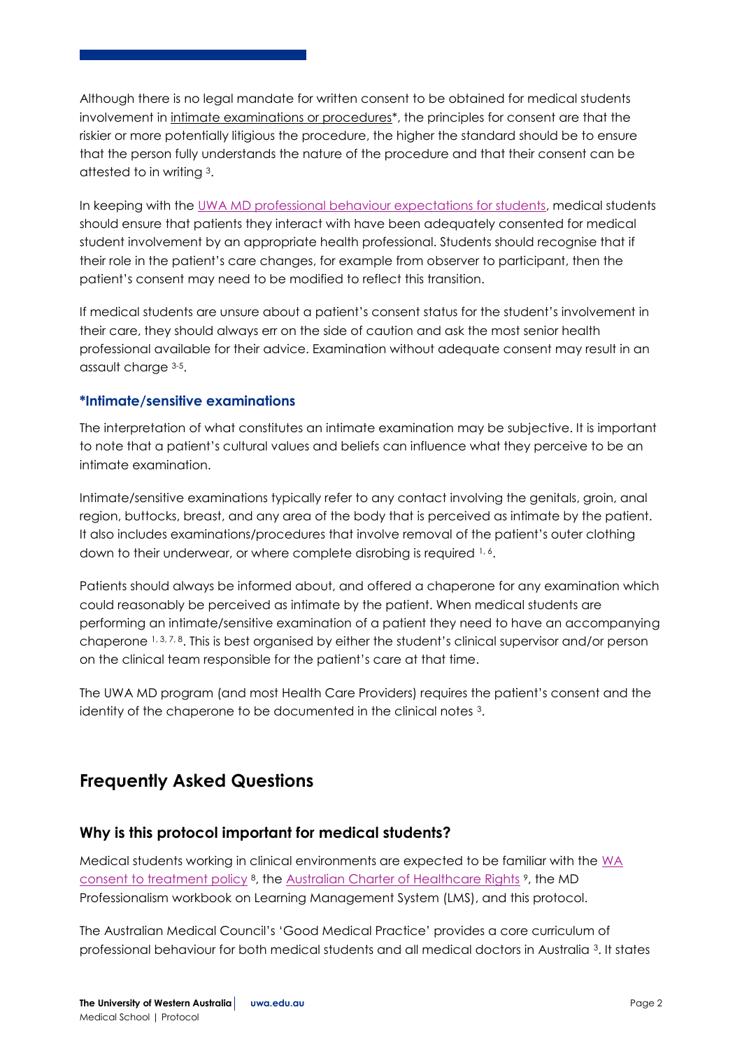Although there is no legal mandate for written consent to be obtained for medical students involvement in intimate examinations or procedures*, the principles for consent are that the riskier or more potentially litigious the procedure, the higher the standard should be to ensure that the person fully understands the nature of the procedure and that their consent can be attested to in writing [3].

In keeping with the UWA MD professional behaviour expectations for students, medical students should ensure that patients they interact with have been adequately consented for medical student involvement by an appropriate health professional. Students should recognise that if their role in the patient's care changes, for example from observer to participant, then the patient's consent may need to be modified to reflect this transition.

If medical students are unsure about a patient's consent status for the student's involvement in their care, they should always err on the side of caution and ask the most senior health professional available for their advice. Examination without adequate consent may result in an assault charge [3-5].

### *Intimate/sensitive examinations

The interpretation of what constitutes an intimate examination may be subjective. It is important to note that a patient's cultural values and beliefs can influence what they perceive to be an intimate examination.

Intimate/sensitive examinations typically refer to any contact involving the genitals, groin, anal region, buttocks, breast, and any area of the body that is perceived as intimate by the patient. It also includes examinations/procedures that involve removal of the patient's outer clothing down to their underwear, or where complete disrobing is required [1, 6].

Patients should always be informed about, and offered a chaperone for any examination which could reasonably be perceived as intimate by the patient. When medical students are performing an intimate/sensitive examination of a patient they need to have an accompanying chaperone [1, 3, 7, 8]. This is best organised by either the student's clinical supervisor and/or person on the clinical team responsible for the patient's care at that time.

The UWA MD program (and most Health Care Providers) requires the patient's consent and the identity of the chaperone to be documented in the clinical notes [3].

## Frequently Asked Questions

### Why is this protocol important for medical students?

Medical students working in clinical environments are expected to be familiar with the WA consent to treatment policy [8], the Australian Charter of Healthcare Rights [9], the MD Professionalism workbook on Learning Management System (LMS), and this protocol.

The Australian Medical Council's 'Good Medical Practice' provides a core curriculum of professional behaviour for both medical students and all medical doctors in Australia [3]. It states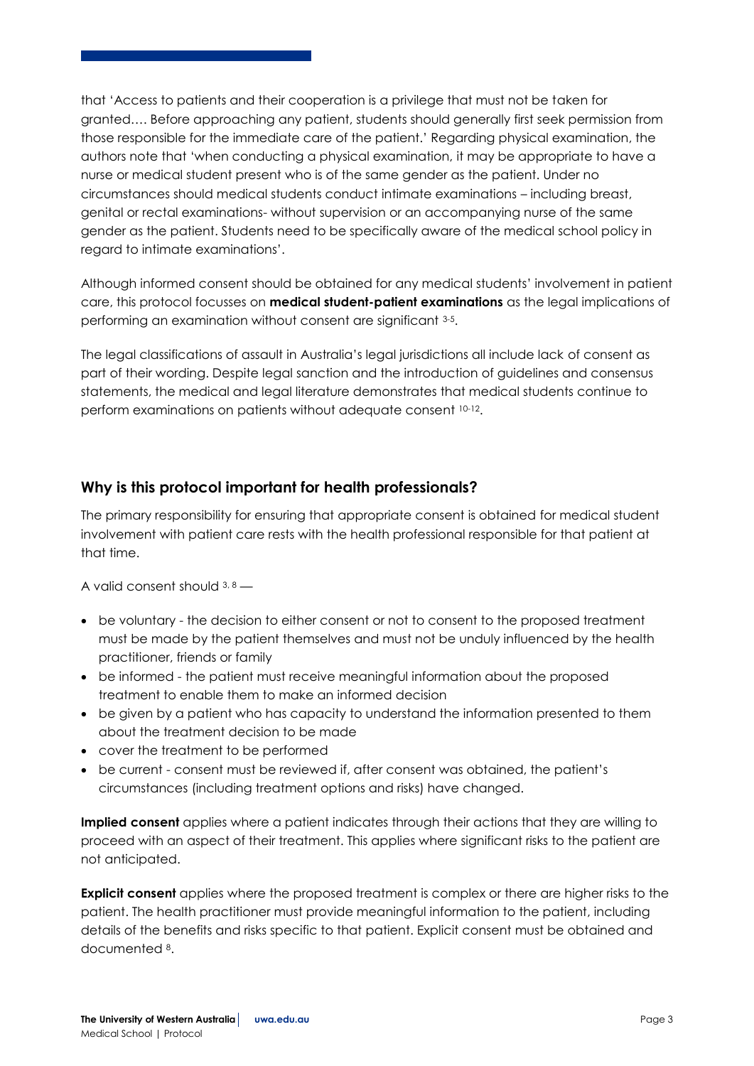that 'Access to patients and their cooperation is a privilege that must not be taken for granted…. Before approaching any patient, students should generally first seek permission from those responsible for the immediate care of the patient.' Regarding physical examination, the authors note that 'when conducting a physical examination, it may be appropriate to have a nurse or medical student present who is of the same gender as the patient. Under no circumstances should medical students conduct intimate examinations – including breast, genital or rectal examinations- without supervision or an accompanying nurse of the same gender as the patient. Students need to be specifically aware of the medical school policy in regard to intimate examinations'.

Although informed consent should be obtained for any medical students' involvement in patient care, this protocol focusses on **medical student-patient examinations** as the legal implications of performing an examination without consent are significant [3-5].

The legal classifications of assault in Australia's legal jurisdictions all include lack of consent as part of their wording. Despite legal sanction and the introduction of guidelines and consensus statements, the medical and legal literature demonstrates that medical students continue to perform examinations on patients without adequate consent [10-12].

## Why is this protocol important for health professionals?

The primary responsibility for ensuring that appropriate consent is obtained for medical student involvement with patient care rests with the health professional responsible for that patient at that time.

A valid consent should [3, 8] —

- be voluntary - the decision to either consent or not to consent to the proposed treatment must be made by the patient themselves and must not be unduly influenced by the health practitioner, friends or family
- be informed - the patient must receive meaningful information about the proposed treatment to enable them to make an informed decision
- be given by a patient who has capacity to understand the information presented to them about the treatment decision to be made
- cover the treatment to be performed
- be current - consent must be reviewed if, after consent was obtained, the patient's circumstances (including treatment options and risks) have changed.

**Implied consent** applies where a patient indicates through their actions that they are willing to proceed with an aspect of their treatment. This applies where significant risks to the patient are not anticipated.

**Explicit consent** applies where the proposed treatment is complex or there are higher risks to the patient. The health practitioner must provide meaningful information to the patient, including details of the benefits and risks specific to that patient. Explicit consent must be obtained and documented [8].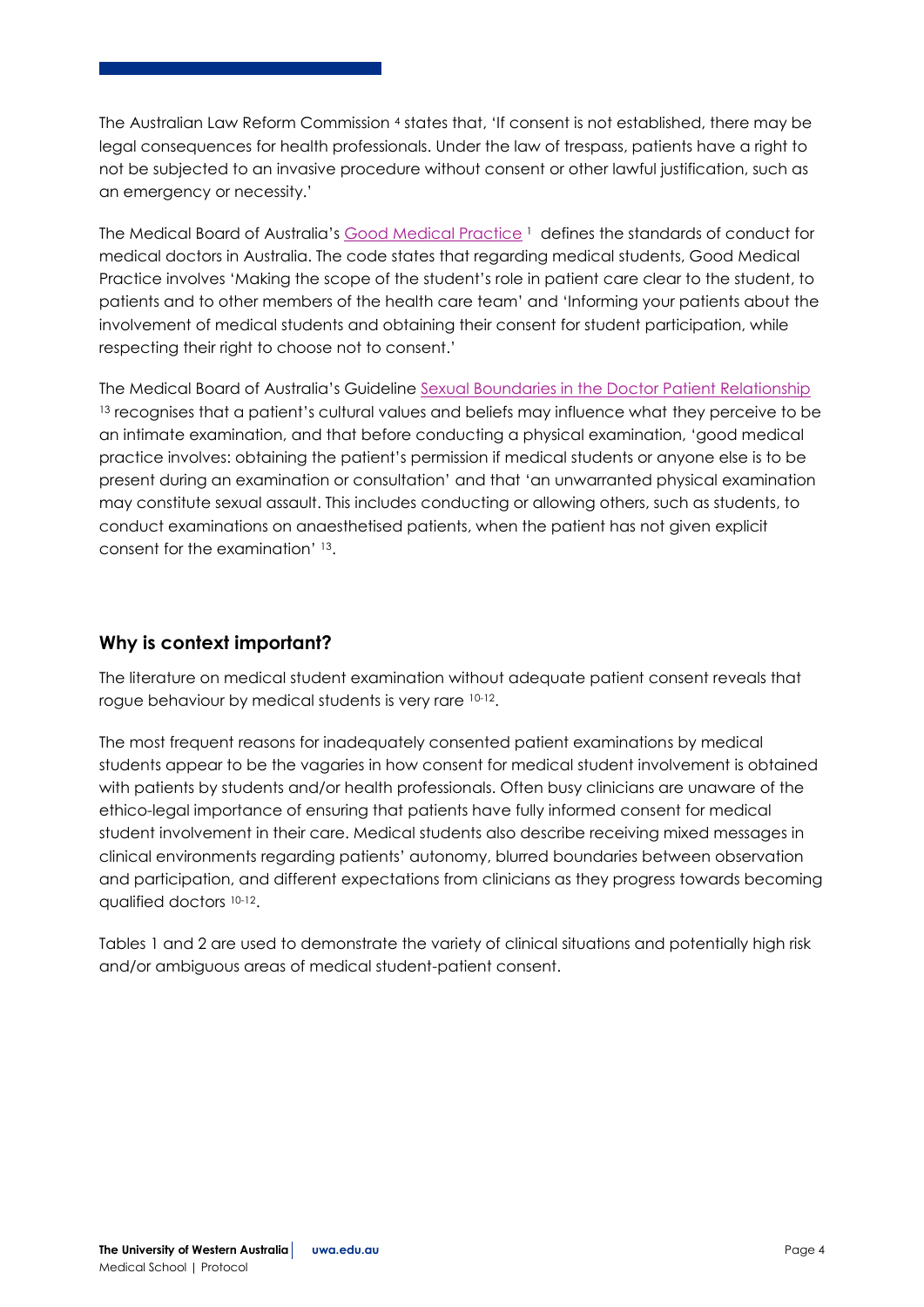The Australian Law Reform Commission [4] states that, 'If consent is not established, there may be legal consequences for health professionals. Under the law of trespass, patients have a right to not be subjected to an invasive procedure without consent or other lawful justification, such as an emergency or necessity.'

The Medical Board of Australia's Good Medical Practice [1] defines the standards of conduct for medical doctors in Australia. The code states that regarding medical students, Good Medical Practice involves 'Making the scope of the student's role in patient care clear to the student, to patients and to other members of the health care team' and 'Informing your patients about the involvement of medical students and obtaining their consent for student participation, while respecting their right to choose not to consent.'

The Medical Board of Australia's Guideline Sexual Boundaries in the Doctor Patient Relationship [13] recognises that a patient's cultural values and beliefs may influence what they perceive to be an intimate examination, and that before conducting a physical examination, 'good medical practice involves: obtaining the patient's permission if medical students or anyone else is to be present during an examination or consultation' and that 'an unwarranted physical examination may constitute sexual assault. This includes conducting or allowing others, such as students, to conduct examinations on anaesthetised patients, when the patient has not given explicit consent for the examination' [13].

## Why is context important?

The literature on medical student examination without adequate patient consent reveals that rogue behaviour by medical students is very rare [10-12].

The most frequent reasons for inadequately consented patient examinations by medical students appear to be the vagaries in how consent for medical student involvement is obtained with patients by students and/or health professionals. Often busy clinicians are unaware of the ethico-legal importance of ensuring that patients have fully informed consent for medical student involvement in their care. Medical students also describe receiving mixed messages in clinical environments regarding patients' autonomy, blurred boundaries between observation and participation, and different expectations from clinicians as they progress towards becoming qualified doctors [10-12].

Tables 1 and 2 are used to demonstrate the variety of clinical situations and potentially high risk and/or ambiguous areas of medical student-patient consent.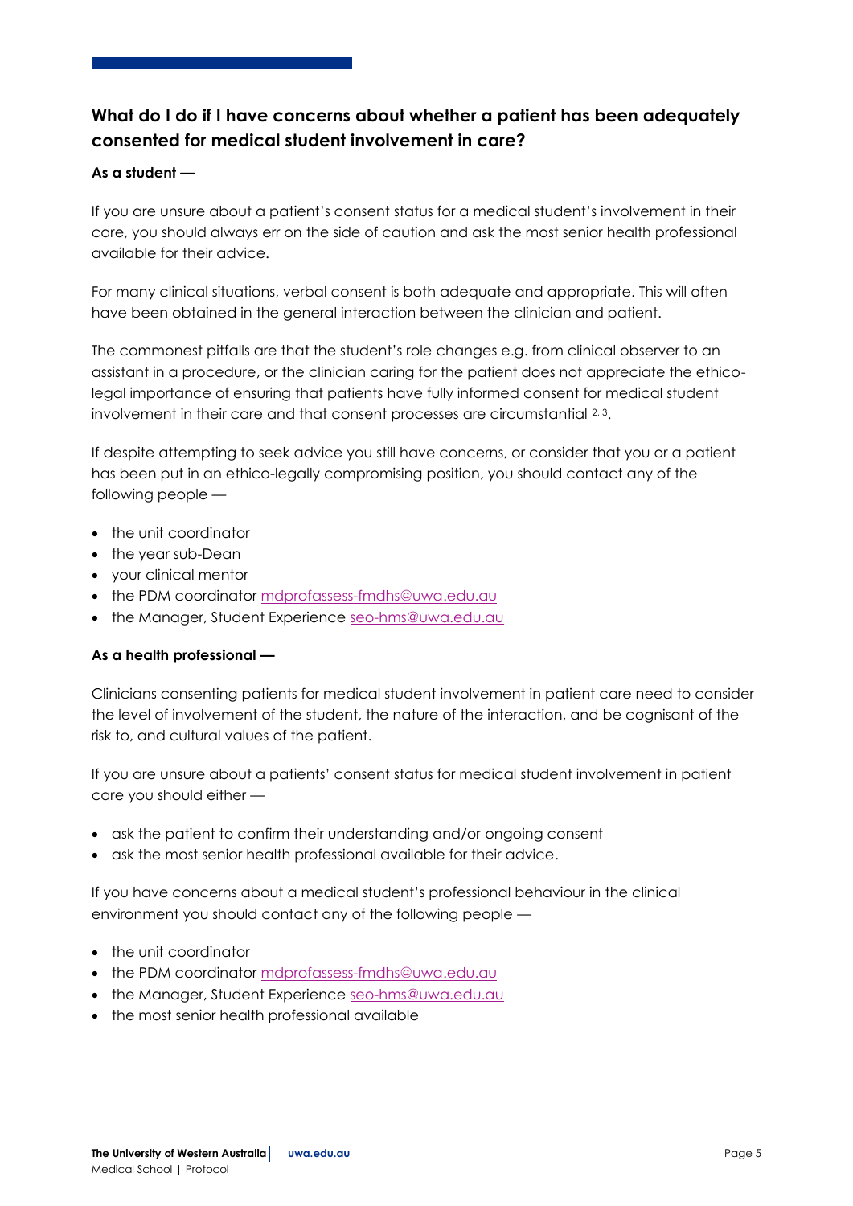## What do I do if I have concerns about whether a patient has been adequately consented for medical student involvement in care?

**As a student —**

If you are unsure about a patient's consent status for a medical student's involvement in their care, you should always err on the side of caution and ask the most senior health professional available for their advice.

For many clinical situations, verbal consent is both adequate and appropriate. This will often have been obtained in the general interaction between the clinician and patient.

The commonest pitfalls are that the student's role changes e.g. from clinical observer to an assistant in a procedure, or the clinician caring for the patient does not appreciate the ethico-legal importance of ensuring that patients have fully informed consent for medical student involvement in their care and that consent processes are circumstantial [2, 3].

If despite attempting to seek advice you still have concerns, or consider that you or a patient has been put in an ethico-legally compromising position, you should contact any of the following people —

- the unit coordinator
- the year sub-Dean
- your clinical mentor
- the PDM coordinator mdprofassess-fmdhs@uwa.edu.au
- the Manager, Student Experience seo-hms@uwa.edu.au

**As a health professional —**

Clinicians consenting patients for medical student involvement in patient care need to consider the level of involvement of the student, the nature of the interaction, and be cognisant of the risk to, and cultural values of the patient.

If you are unsure about a patients' consent status for medical student involvement in patient care you should either —

- ask the patient to confirm their understanding and/or ongoing consent
- ask the most senior health professional available for their advice.

If you have concerns about a medical student's professional behaviour in the clinical environment you should contact any of the following people —

- the unit coordinator
- the PDM coordinator mdprofassess-fmdhs@uwa.edu.au
- the Manager, Student Experience seo-hms@uwa.edu.au
- the most senior health professional available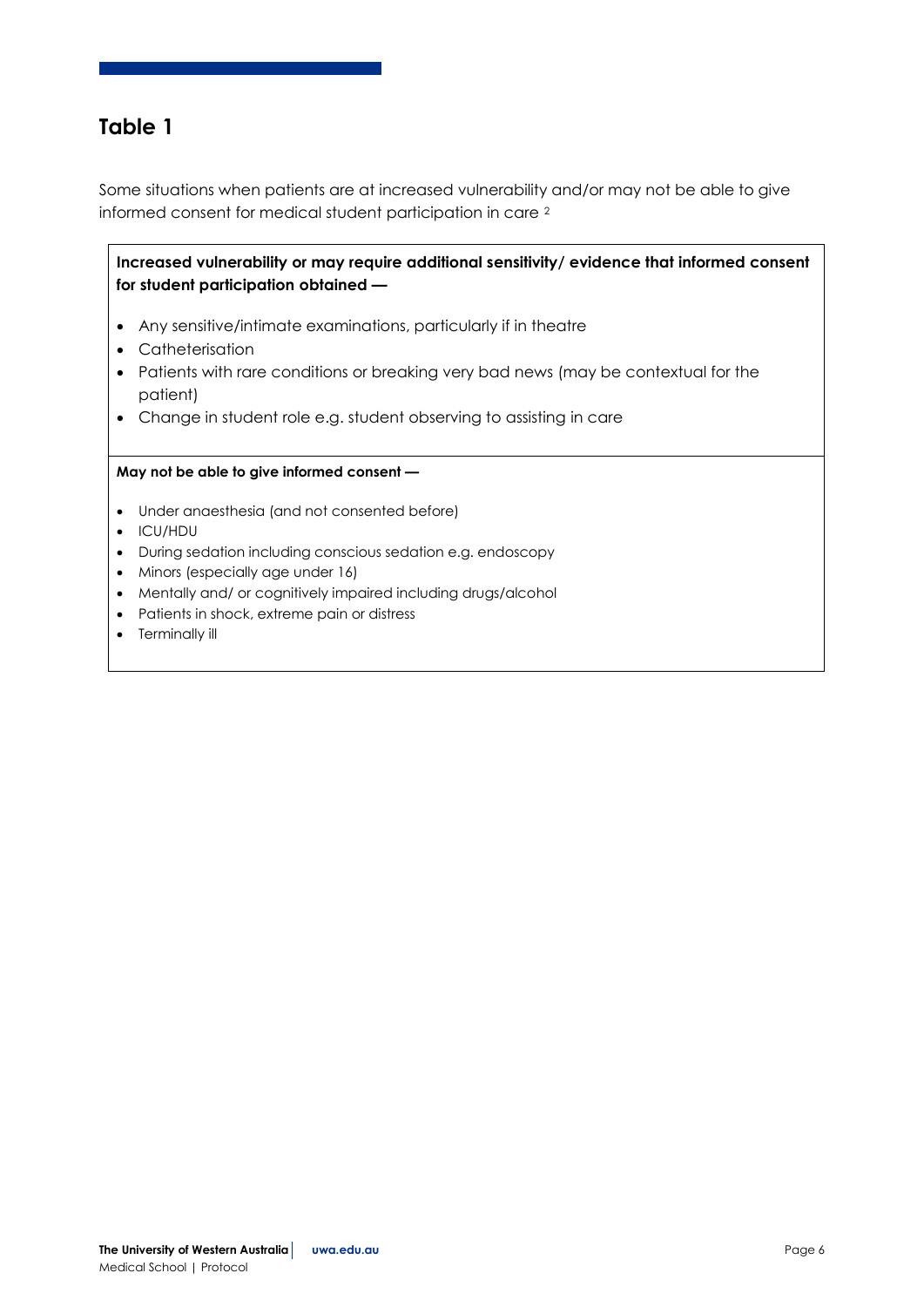## Table 1

Some situations when patients are at increased vulnerability and/or may not be able to give informed consent for medical student participation in care [2]

**Increased vulnerability or may require additional sensitivity/ evidence that informed consent for student participation obtained —**

- Any sensitive/intimate examinations, particularly if in theatre
- Catheterisation
- Patients with rare conditions or breaking very bad news (may be contextual for the patient)
- Change in student role e.g. student observing to assisting in care

**May not be able to give informed consent —**

- Under anaesthesia (and not consented before)
- ICU/HDU
- During sedation including conscious sedation e.g. endoscopy
- Minors (especially age under 16)
- Mentally and/ or cognitively impaired including drugs/alcohol
- Patients in shock, extreme pain or distress
- Terminally ill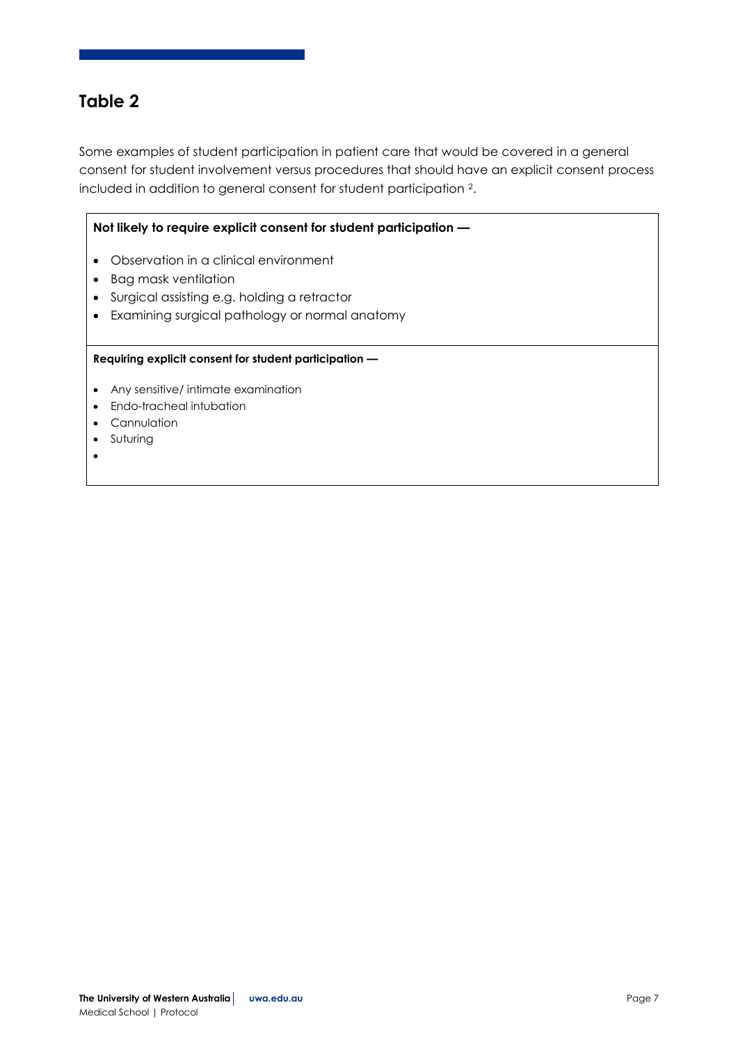## Table 2

Some examples of student participation in patient care that would be covered in a general consent for student involvement versus procedures that should have an explicit consent process included in addition to general consent for student participation [2].

**Not likely to require explicit consent for student participation —**

- Observation in a clinical environment
- Bag mask ventilation
- Surgical assisting e.g. holding a retractor
- Examining surgical pathology or normal anatomy

**Requiring explicit consent for student participation —**

- Any sensitive/ intimate examination
- Endo-tracheal intubation
- Cannulation
- Suturing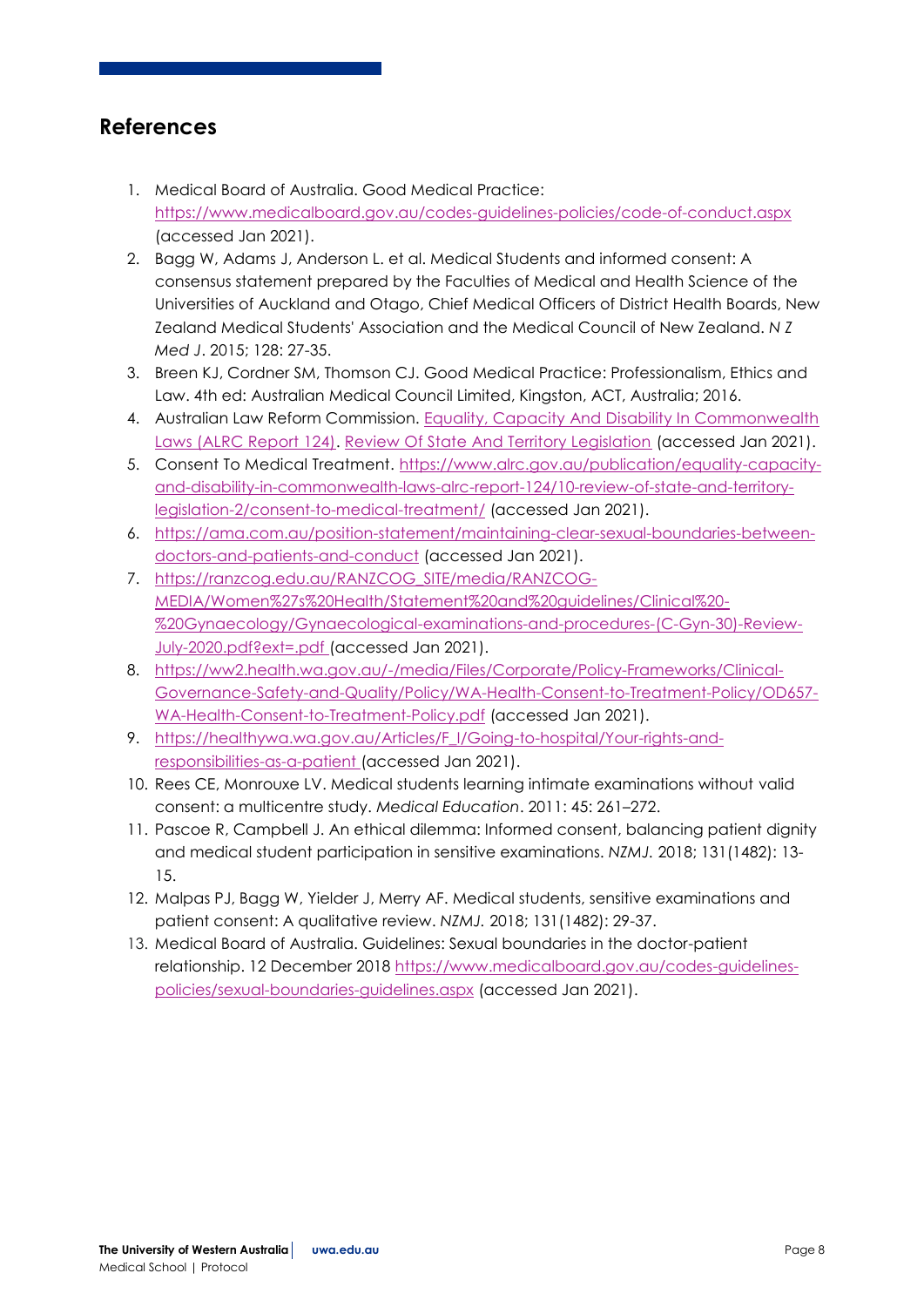## References

1. Medical Board of Australia. Good Medical Practice: https://www.medicalboard.gov.au/codes-guidelines-policies/code-of-conduct.aspx (accessed Jan 2021).
2. Bagg W, Adams J, Anderson L. et al. Medical Students and informed consent: A consensus statement prepared by the Faculties of Medical and Health Science of the Universities of Auckland and Otago, Chief Medical Officers of District Health Boards, New Zealand Medical Students' Association and the Medical Council of New Zealand. *N Z Med J*. 2015; 128: 27-35.
3. Breen KJ, Cordner SM, Thomson CJ. Good Medical Practice: Professionalism, Ethics and Law. 4th ed: Australian Medical Council Limited, Kingston, ACT, Australia; 2016.
4. Australian Law Reform Commission. Equality, Capacity And Disability In Commonwealth Laws (ALRC Report 124). Review Of State And Territory Legislation (accessed Jan 2021).
5. Consent To Medical Treatment. https://www.alrc.gov.au/publication/equality-capacity-and-disability-in-commonwealth-laws-alrc-report-124/10-review-of-state-and-territory-legislation-2/consent-to-medical-treatment/ (accessed Jan 2021).
6. https://ama.com.au/position-statement/maintaining-clear-sexual-boundaries-between-doctors-and-patients-and-conduct (accessed Jan 2021).
7. https://ranzcog.edu.au/RANZCOG_SITE/media/RANZCOG-MEDIA/Women%27s%20Health/Statement%20and%20guidelines/Clinical%20-%20Gynaecology/Gynaecological-examinations-and-procedures-(C-Gyn-30)-Review-July-2020.pdf?ext=.pdf (accessed Jan 2021).
8. https://ww2.health.wa.gov.au/-/media/Files/Corporate/Policy-Frameworks/Clinical-Governance-Safety-and-Quality/Policy/WA-Health-Consent-to-Treatment-Policy/OD657-WA-Health-Consent-to-Treatment-Policy.pdf (accessed Jan 2021).
9. https://healthywa.wa.gov.au/Articles/F_I/Going-to-hospital/Your-rights-and-responsibilities-as-a-patient (accessed Jan 2021).
10. Rees CE, Monrouxe LV. Medical students learning intimate examinations without valid consent: a multicentre study. *Medical Education*. 2011: 45: 261–272.
11. Pascoe R, Campbell J. An ethical dilemma: Informed consent, balancing patient dignity and medical student participation in sensitive examinations. *NZMJ.* 2018; 131(1482): 13-15.
12. Malpas PJ, Bagg W, Yielder J, Merry AF. Medical students, sensitive examinations and patient consent: A qualitative review. *NZMJ.* 2018; 131(1482): 29-37.
13. Medical Board of Australia. Guidelines: Sexual boundaries in the doctor-patient relationship. 12 December 2018 https://www.medicalboard.gov.au/codes-guidelines-policies/sexual-boundaries-guidelines.aspx (accessed Jan 2021).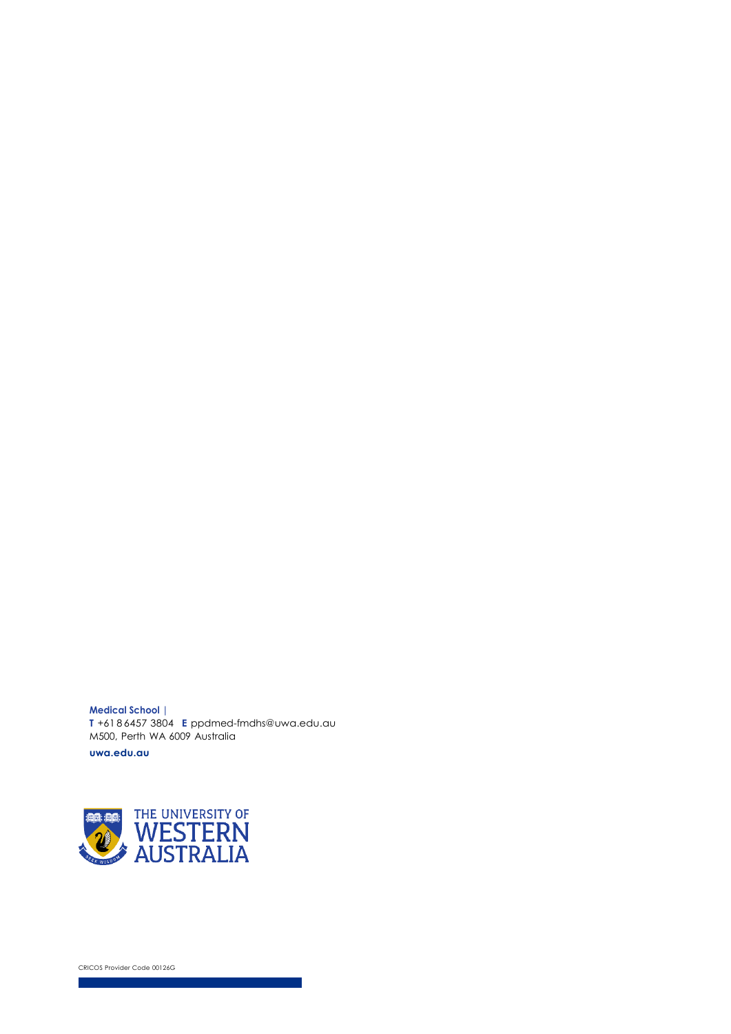**Medical School |**
**T** +61 8 6457 3804 **E** ppdmed-fmdhs@uwa.edu.au
M500, Perth WA 6009 Australia

**uwa.edu.au**

THE UNIVERSITY OF WESTERN AUSTRALIA

CRICOS Provider Code 00126G